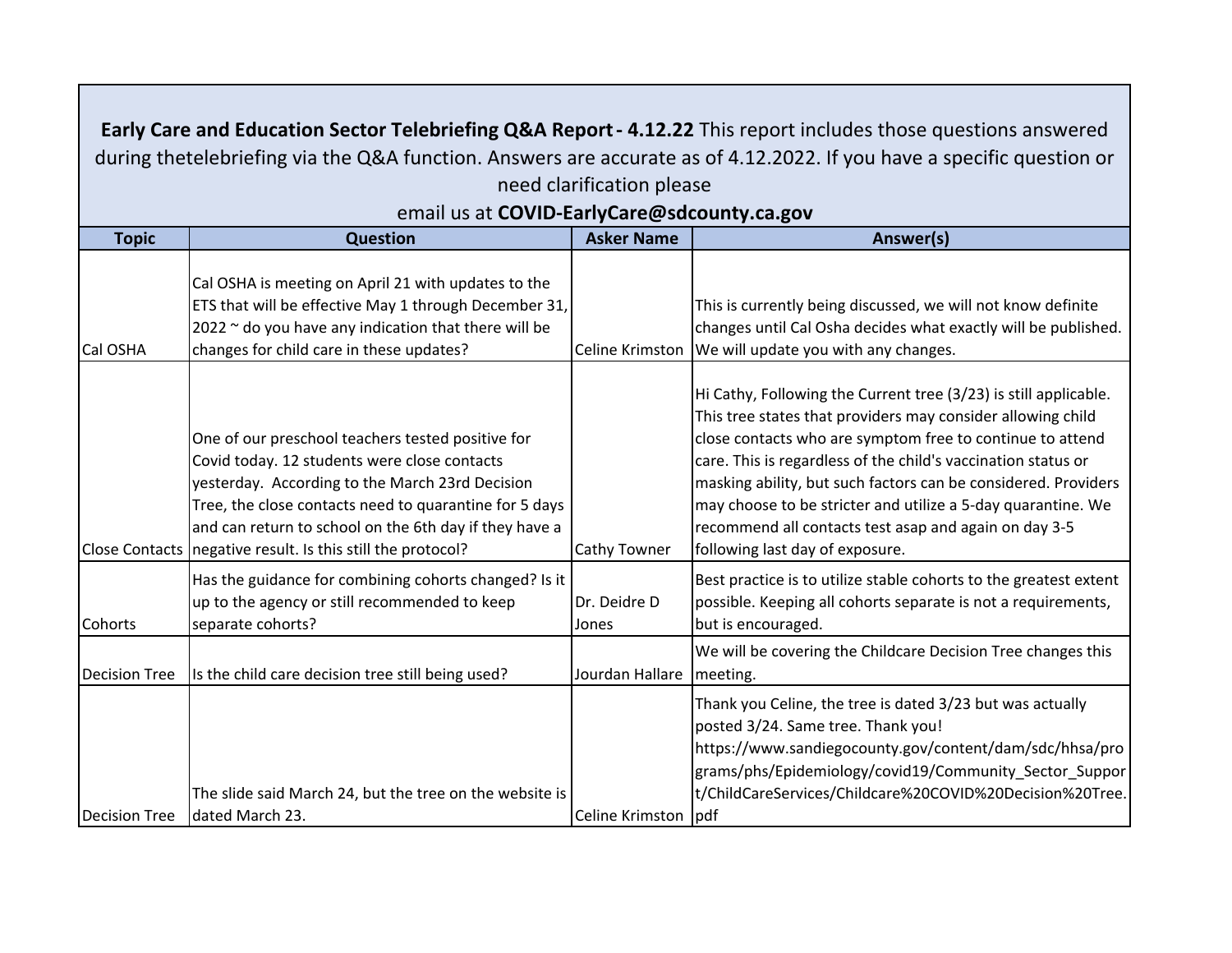**Early Care and Education Sector Telebriefing Q&A Report - 4.12.22** This report includes those questions answered during thetelebriefing via the Q&A function. Answers are accurate as of 4.12.2022. If you have a specific question or need clarification please email us at **COVID-EarlyCare@sdcounty.ca.gov**

| Topic | Question | Asker Name | Answer(s) |
|---|---|---|---|
| Cal OSHA | Cal OSHA is meeting on April 21 with updates to the ETS that will be effective May 1 through December 31, 2022 ~ do you have any indication that there will be changes for child care in these updates? | Celine Krimston | This is currently being discussed, we will not know definite changes until Cal Osha decides what exactly will be published. We will update you with any changes. |
| Close Contacts | One of our preschool teachers tested positive for Covid today. 12 students were close contacts yesterday. According to the March 23rd Decision Tree, the close contacts need to quarantine for 5 days and can return to school on the 6th day if they have a negative result. Is this still the protocol? | Cathy Towner | Hi Cathy, Following the Current tree (3/23) is still applicable. This tree states that providers may consider allowing child close contacts who are symptom free to continue to attend care. This is regardless of the child's vaccination status or masking ability, but such factors can be considered. Providers may choose to be stricter and utilize a 5-day quarantine. We recommend all contacts test asap and again on day 3-5 following last day of exposure. |
| Cohorts | Has the guidance for combining cohorts changed? Is it up to the agency or still recommended to keep separate cohorts? | Dr. Deidre D Jones | Best practice is to utilize stable cohorts to the greatest extent possible. Keeping all cohorts separate is not a requirements, but is encouraged. |
| Decision Tree | Is the child care decision tree still being used? | Jourdan Hallare | We will be covering the Childcare Decision Tree changes this meeting. |
| Decision Tree | The slide said March 24, but the tree on the website is dated March 23. | Celine Krimston | Thank you Celine, the tree is dated 3/23 but was actually posted 3/24. Same tree. Thank you! https://www.sandiegocounty.gov/content/dam/sdc/hhsa/programs/phs/Epidemiology/covid19/Community_Sector_Support/ChildCareServices/Childcare%20COVID%20Decision%20Tree.pdf |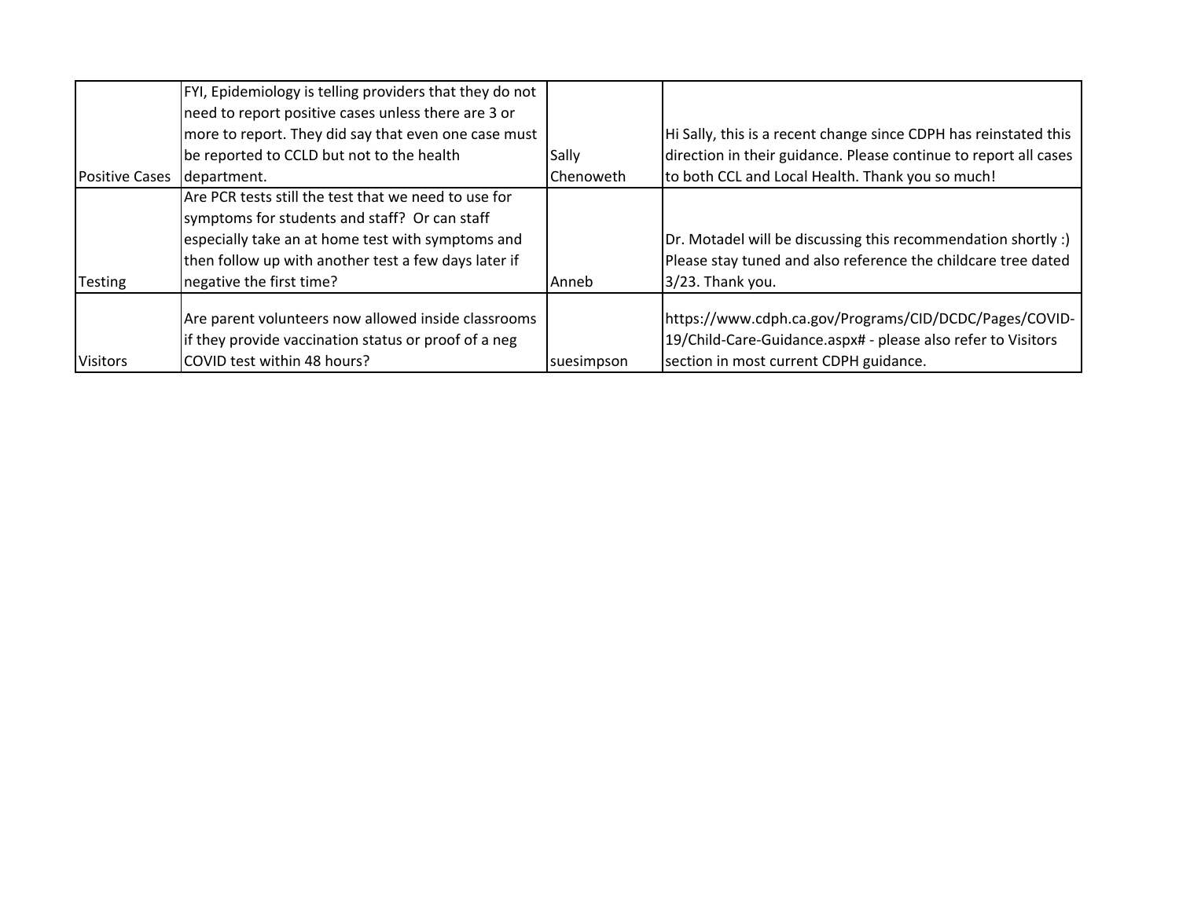| | | | |
|---|---|---|---|
| Positive Cases | FYI, Epidemiology is telling providers that they do not need to report positive cases unless there are 3 or more to report. They did say that even one case must be reported to CCLD but not to the health department. | Sally Chenoweth | Hi Sally, this is a recent change since CDPH has reinstated this direction in their guidance. Please continue to report all cases to both CCL and Local Health. Thank you so much! |
| Testing | Are PCR tests still the test that we need to use for symptoms for students and staff? Or can staff especially take an at home test with symptoms and then follow up with another test a few days later if negative the first time? | Anneb | Dr. Motadel will be discussing this recommendation shortly :) Please stay tuned and also reference the childcare tree dated 3/23. Thank you. |
| Visitors | Are parent volunteers now allowed inside classrooms if they provide vaccination status or proof of a neg COVID test within 48 hours? | suesimpson | https://www.cdph.ca.gov/Programs/CID/DCDC/Pages/COVID-19/Child-Care-Guidance.aspx# - please also refer to Visitors section in most current CDPH guidance. |